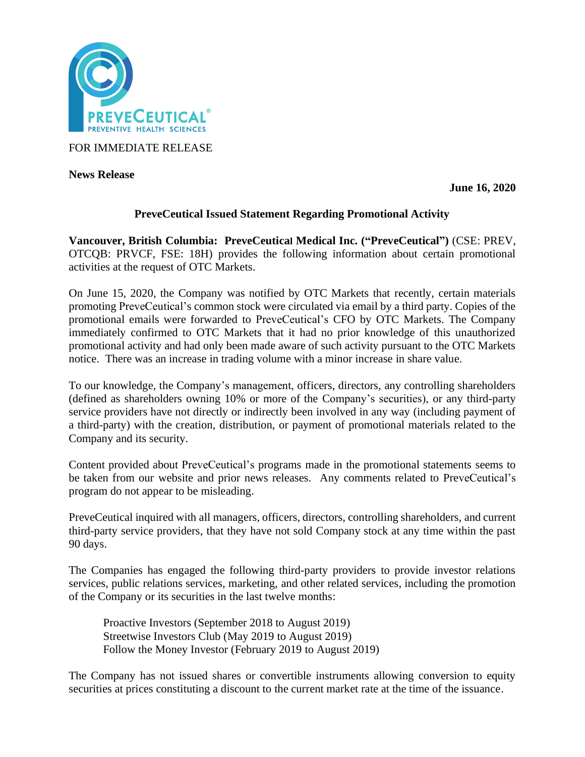FOR IMMEDIATE RELEASE

**News Release**

**June 16, 2020**

## PreveCeutical Issued Statement Regarding Promotional Activity

**Vancouver, British Columbia: PreveCeutical Medical Inc. ("PreveCeutical")** (CSE: PREV, OTCQB: PRVCF, FSE: 18H) provides the following information about certain promotional activities at the request of OTC Markets.

On June 15, 2020, the Company was notified by OTC Markets that recently, certain materials promoting PreveCeutical's common stock were circulated via email by a third party. Copies of the promotional emails were forwarded to PreveCeutical's CFO by OTC Markets. The Company immediately confirmed to OTC Markets that it had no prior knowledge of this unauthorized promotional activity and had only been made aware of such activity pursuant to the OTC Markets notice. There was an increase in trading volume with a minor increase in share value.

To our knowledge, the Company's management, officers, directors, any controlling shareholders (defined as shareholders owning 10% or more of the Company's securities), or any third-party service providers have not directly or indirectly been involved in any way (including payment of a third-party) with the creation, distribution, or payment of promotional materials related to the Company and its security.

Content provided about PreveCeutical's programs made in the promotional statements seems to be taken from our website and prior news releases. Any comments related to PreveCeutical's program do not appear to be misleading.

PreveCeutical inquired with all managers, officers, directors, controlling shareholders, and current third-party service providers, that they have not sold Company stock at any time within the past 90 days.

The Companies has engaged the following third-party providers to provide investor relations services, public relations services, marketing, and other related services, including the promotion of the Company or its securities in the last twelve months:

Proactive Investors (September 2018 to August 2019)
Streetwise Investors Club (May 2019 to August 2019)
Follow the Money Investor (February 2019 to August 2019)

The Company has not issued shares or convertible instruments allowing conversion to equity securities at prices constituting a discount to the current market rate at the time of the issuance.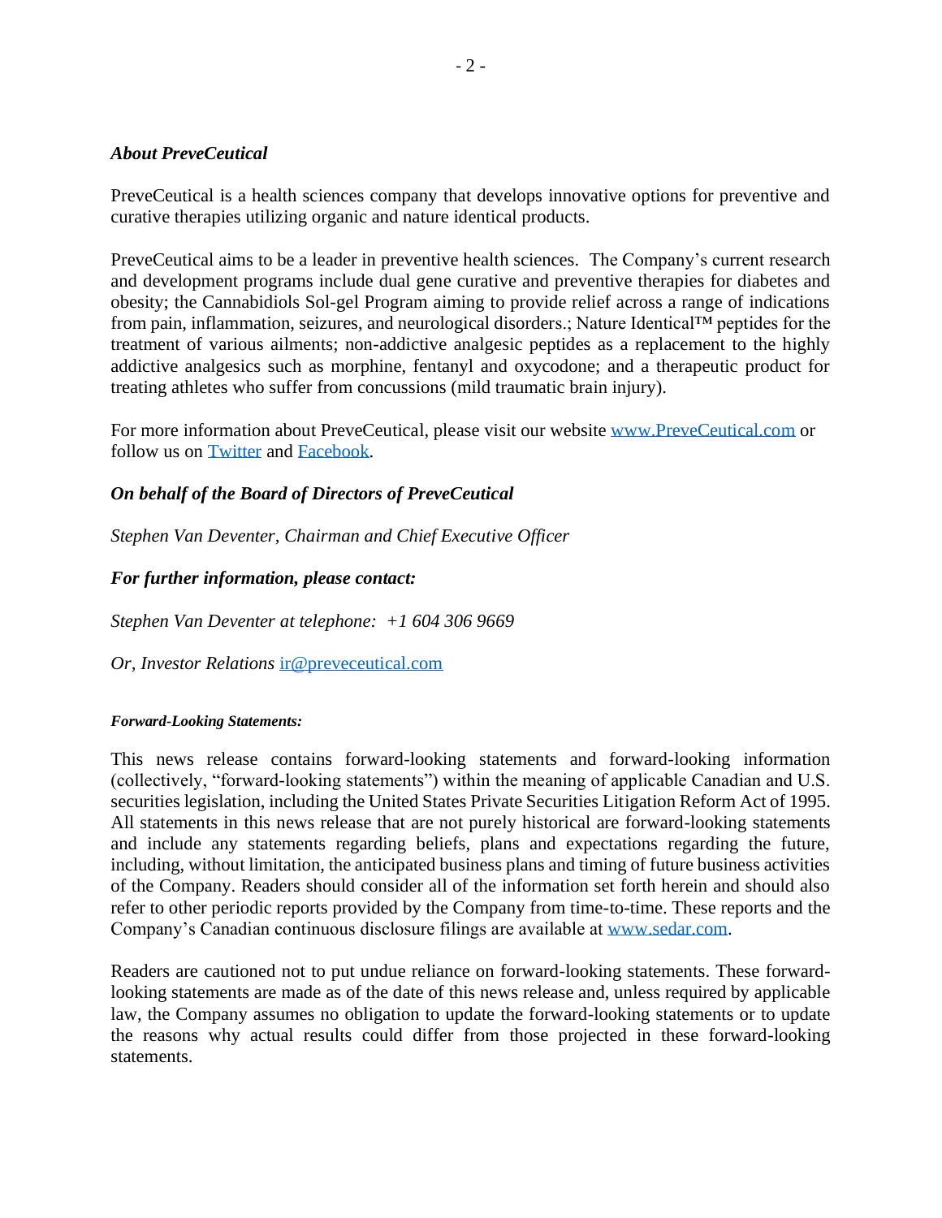***About PreveCeutical***

PreveCeutical is a health sciences company that develops innovative options for preventive and curative therapies utilizing organic and nature identical products.

PreveCeutical aims to be a leader in preventive health sciences. The Company's current research and development programs include dual gene curative and preventive therapies for diabetes and obesity; the Cannabidiols Sol-gel Program aiming to provide relief across a range of indications from pain, inflammation, seizures, and neurological disorders.; Nature Identical™ peptides for the treatment of various ailments; non-addictive analgesic peptides as a replacement to the highly addictive analgesics such as morphine, fentanyl and oxycodone; and a therapeutic product for treating athletes who suffer from concussions (mild traumatic brain injury).

For more information about PreveCeutical, please visit our website www.PreveCeutical.com or follow us on Twitter and Facebook.

***On behalf of the Board of Directors of PreveCeutical***

*Stephen Van Deventer, Chairman and Chief Executive Officer*

***For further information, please contact:***

*Stephen Van Deventer at telephone: +1 604 306 9669*

*Or, Investor Relations* ir@preveceutical.com

***Forward-Looking Statements:***

This news release contains forward-looking statements and forward-looking information (collectively, "forward-looking statements") within the meaning of applicable Canadian and U.S. securities legislation, including the United States Private Securities Litigation Reform Act of 1995. All statements in this news release that are not purely historical are forward-looking statements and include any statements regarding beliefs, plans and expectations regarding the future, including, without limitation, the anticipated business plans and timing of future business activities of the Company. Readers should consider all of the information set forth herein and should also refer to other periodic reports provided by the Company from time-to-time. These reports and the Company's Canadian continuous disclosure filings are available at www.sedar.com.

Readers are cautioned not to put undue reliance on forward-looking statements. These forward-looking statements are made as of the date of this news release and, unless required by applicable law, the Company assumes no obligation to update the forward-looking statements or to update the reasons why actual results could differ from those projected in these forward-looking statements.